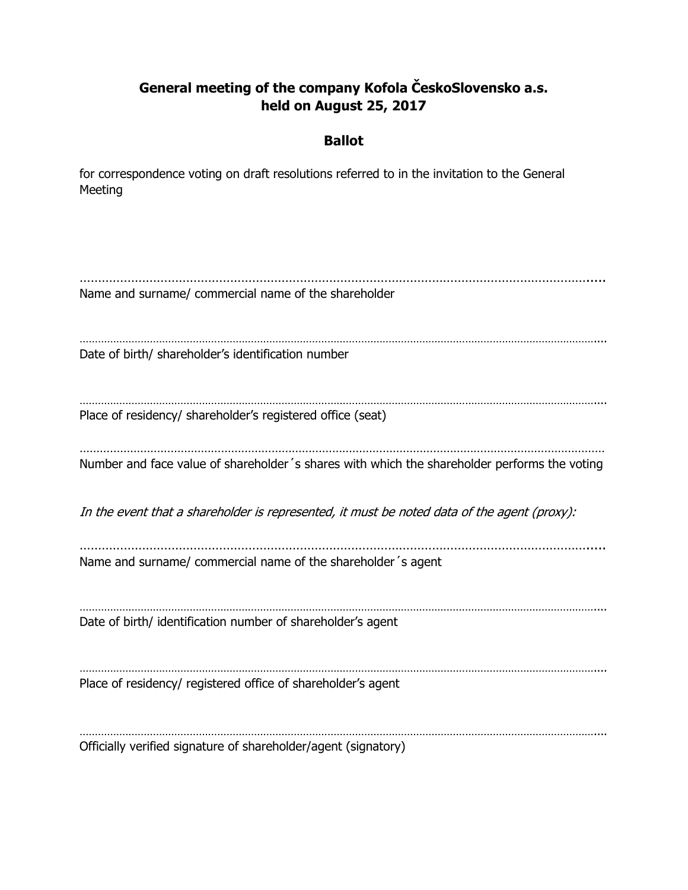# General meeting of the company Kofola ČeskoSlovensko a.s. held on August 25, 2017

## Ballot

for correspondence voting on draft resolutions referred to in the invitation to the General Meeting

.......................................................................................................................................

Name and surname/ commercial name of the shareholder

.......................................................................................................................................

Date of birth/ shareholder's identification number

.......................................................................................................................................

Place of residency/ shareholder's registered office (seat)

.......................................................................................................................................

Number and face value of shareholder´s shares with which the shareholder performs the voting

*In the event that a shareholder is represented, it must be noted data of the agent (proxy):*

.......................................................................................................................................

Name and surname/ commercial name of the shareholder´s agent

.......................................................................................................................................

Date of birth/ identification number of shareholder's agent

.......................................................................................................................................

Place of residency/ registered office of shareholder's agent

.......................................................................................................................................

Officially verified signature of shareholder/agent (signatory)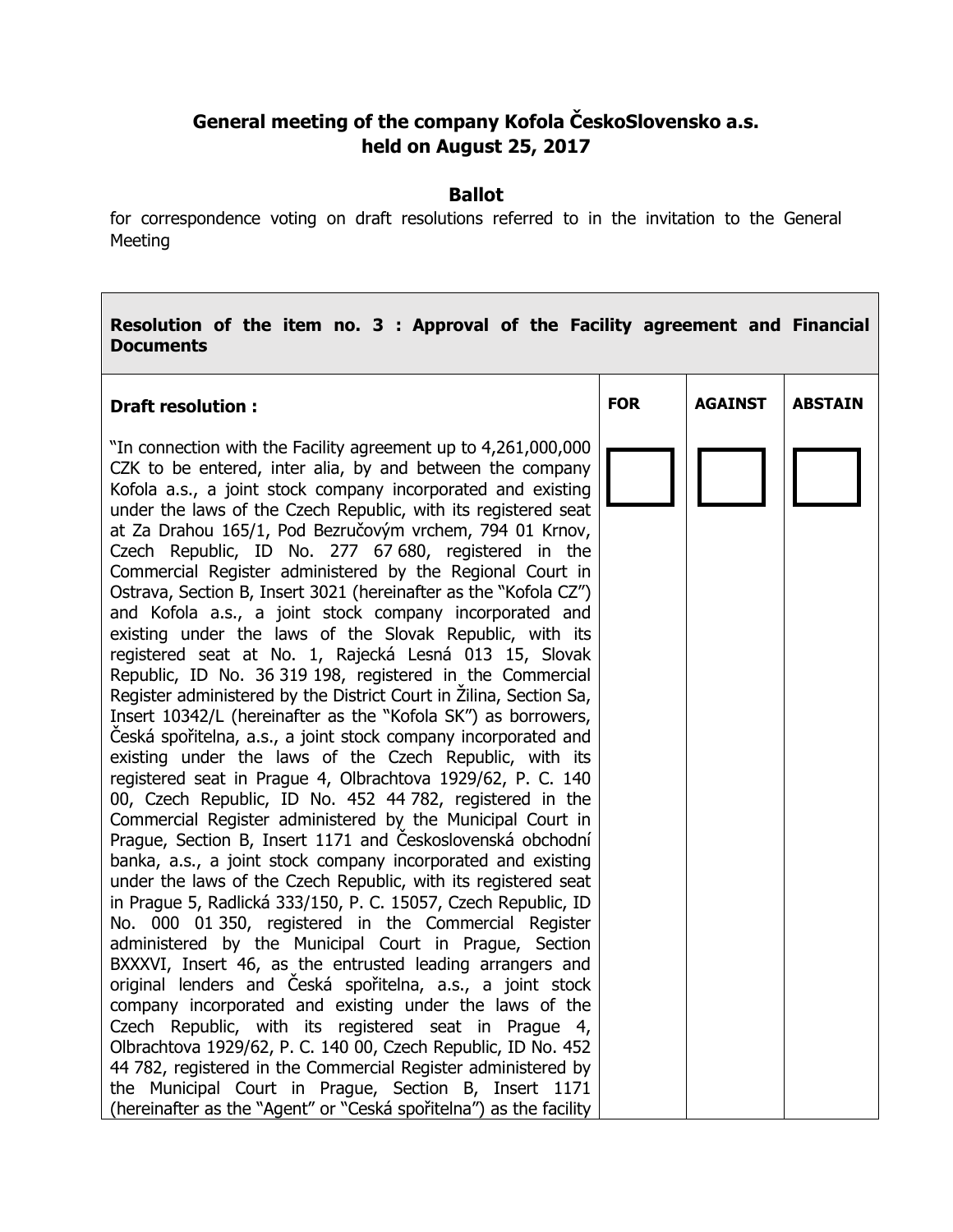**General meeting of the company Kofola ČeskoSlovensko a.s.**
**held on August 25, 2017**

**Ballot**

for correspondence voting on draft resolutions referred to in the invitation to the General Meeting

| **Resolution of the item no. 3 : Approval of the Facility agreement and Financial Documents** | | | |
|---|---|---|---|
| **Draft resolution :** | **FOR** | **AGAINST** | **ABSTAIN** |
| "In connection with the Facility agreement up to 4,261,000,000 CZK to be entered, inter alia, by and between the company Kofola a.s., a joint stock company incorporated and existing under the laws of the Czech Republic, with its registered seat at Za Drahou 165/1, Pod Bezručovým vrchem, 794 01 Krnov, Czech Republic, ID No. 277 67 680, registered in the Commercial Register administered by the Regional Court in Ostrava, Section B, Insert 3021 (hereinafter as the "Kofola CZ") and Kofola a.s., a joint stock company incorporated and existing under the laws of the Slovak Republic, with its registered seat at No. 1, Rajecká Lesná 013 15, Slovak Republic, ID No. 36 319 198, registered in the Commercial Register administered by the District Court in Žilina, Section Sa, Insert 10342/L (hereinafter as the "Kofola SK") as borrowers, Česká spořitelna, a.s., a joint stock company incorporated and existing under the laws of the Czech Republic, with its registered seat in Prague 4, Olbrachtova 1929/62, P. C. 140 00, Czech Republic, ID No. 452 44 782, registered in the Commercial Register administered by the Municipal Court in Prague, Section B, Insert 1171 and Československá obchodní banka, a.s., a joint stock company incorporated and existing under the laws of the Czech Republic, with its registered seat in Prague 5, Radlická 333/150, P. C. 15057, Czech Republic, ID No. 000 01 350, registered in the Commercial Register administered by the Municipal Court in Prague, Section BXXXVI, Insert 46, as the entrusted leading arrangers and original lenders and Česká spořitelna, a.s., a joint stock company incorporated and existing under the laws of the Czech Republic, with its registered seat in Prague 4, Olbrachtova 1929/62, P. C. 140 00, Czech Republic, ID No. 452 44 782, registered in the Commercial Register administered by the Municipal Court in Prague, Section B, Insert 1171 (hereinafter as the "Agent" or "Ceská spořitelna") as the facility | ☐ | ☐ | ☐ |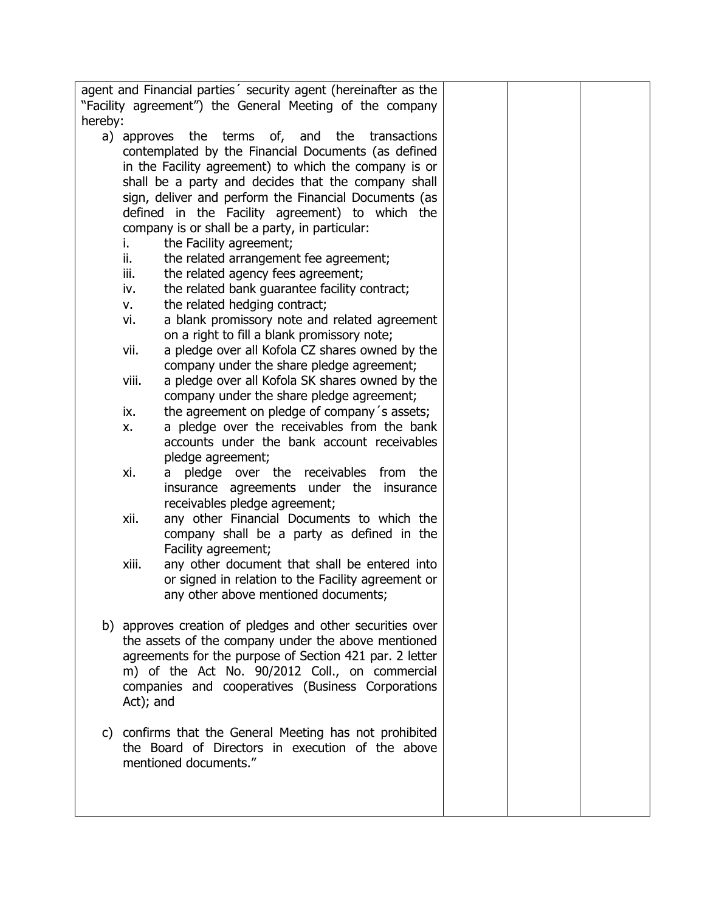| | | | |
|---|---|---|---|
| agent and Financial parties´ security agent (hereinafter as the "Facility agreement") the General Meeting of the company hereby:<br><br>a) approves the terms of, and the transactions contemplated by the Financial Documents (as defined in the Facility agreement) to which the company is or shall be a party and decides that the company shall sign, deliver and perform the Financial Documents (as defined in the Facility agreement) to which the company is or shall be a party, in particular:<br>i. the Facility agreement;<br>ii. the related arrangement fee agreement;<br>iii. the related agency fees agreement;<br>iv. the related bank guarantee facility contract;<br>v. the related hedging contract;<br>vi. a blank promissory note and related agreement on a right to fill a blank promissory note;<br>vii. a pledge over all Kofola CZ shares owned by the company under the share pledge agreement;<br>viii. a pledge over all Kofola SK shares owned by the company under the share pledge agreement;<br>ix. the agreement on pledge of company´s assets;<br>x. a pledge over the receivables from the bank accounts under the bank account receivables pledge agreement;<br>xi. a pledge over the receivables from the insurance agreements under the insurance receivables pledge agreement;<br>xii. any other Financial Documents to which the company shall be a party as defined in the Facility agreement;<br>xiii. any other document that shall be entered into or signed in relation to the Facility agreement or any other above mentioned documents;<br><br>b) approves creation of pledges and other securities over the assets of the company under the above mentioned agreements for the purpose of Section 421 par. 2 letter m) of the Act No. 90/2012 Coll., on commercial companies and cooperatives (Business Corporations Act); and<br><br>c) confirms that the General Meeting has not prohibited the Board of Directors in execution of the above mentioned documents." | | | |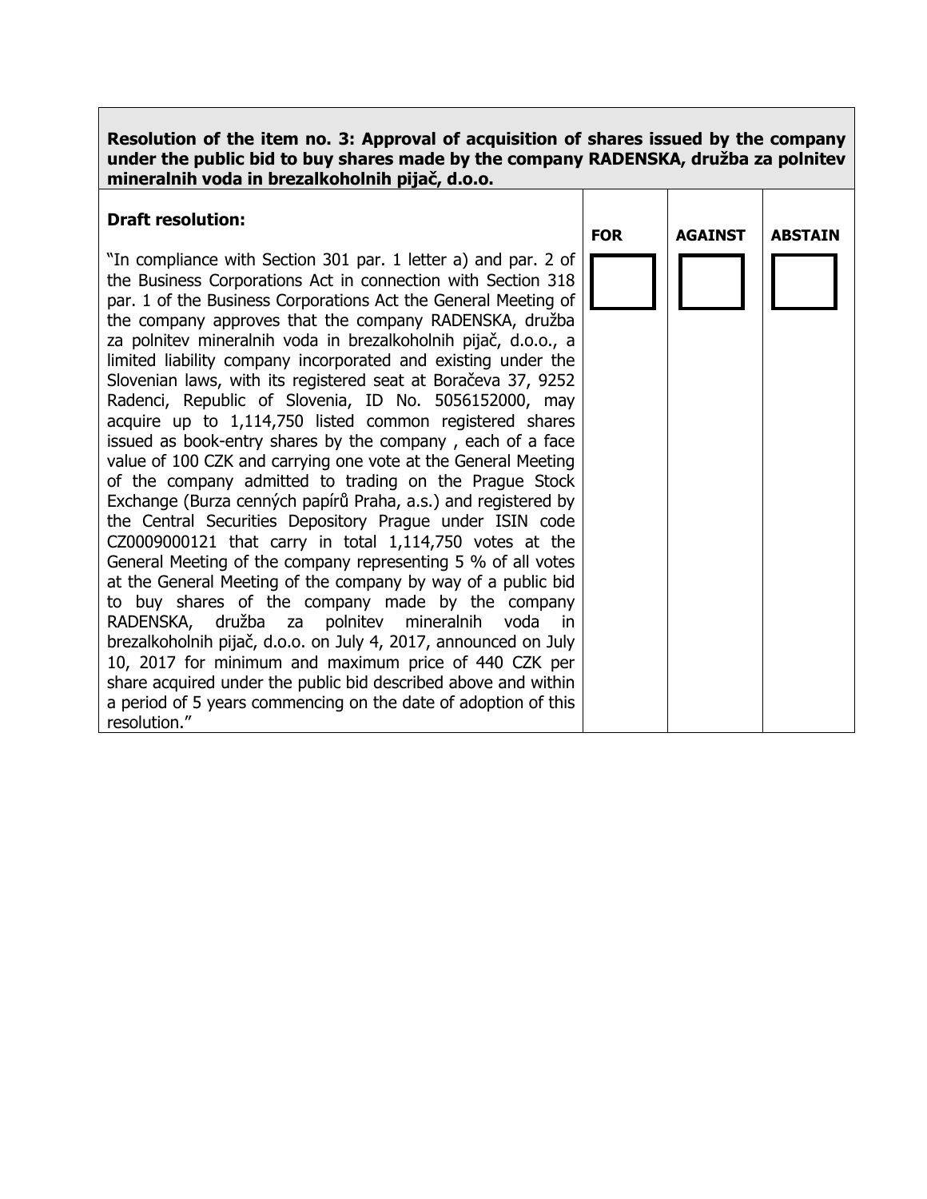| **Resolution of the item no. 3: Approval of acquisition of shares issued by the company under the public bid to buy shares made by the company RADENSKA, družba za polnitev mineralnih voda in brezalkoholnih pijač, d.o.o.** | | | |
|---|---|---|---|
| **Draft resolution:**<br><br>“In compliance with Section 301 par. 1 letter a) and par. 2 of the Business Corporations Act in connection with Section 318 par. 1 of the Business Corporations Act the General Meeting of the company approves that the company RADENSKA, družba za polnitev mineralnih voda in brezalkoholnih pijač, d.o.o., a limited liability company incorporated and existing under the Slovenian laws, with its registered seat at Boračeva 37, 9252 Radenci, Republic of Slovenia, ID No. 5056152000, may acquire up to 1,114,750 listed common registered shares issued as book-entry shares by the company , each of a face value of 100 CZK and carrying one vote at the General Meeting of the company admitted to trading on the Prague Stock Exchange (Burza cenných papírů Praha, a.s.) and registered by the Central Securities Depository Prague under ISIN code CZ0009000121 that carry in total 1,114,750 votes at the General Meeting of the company representing 5 % of all votes at the General Meeting of the company by way of a public bid to buy shares of the company made by the company RADENSKA, družba za polnitev mineralnih voda in brezalkoholnih pijač, d.o.o. on July 4, 2017, announced on July 10, 2017 for minimum and maximum price of 440 CZK per share acquired under the public bid described above and within a period of 5 years commencing on the date of adoption of this resolution.” | **FOR**<br><br>☐ | **AGAINST**<br><br>☐ | **ABSTAIN**<br><br>☐ |